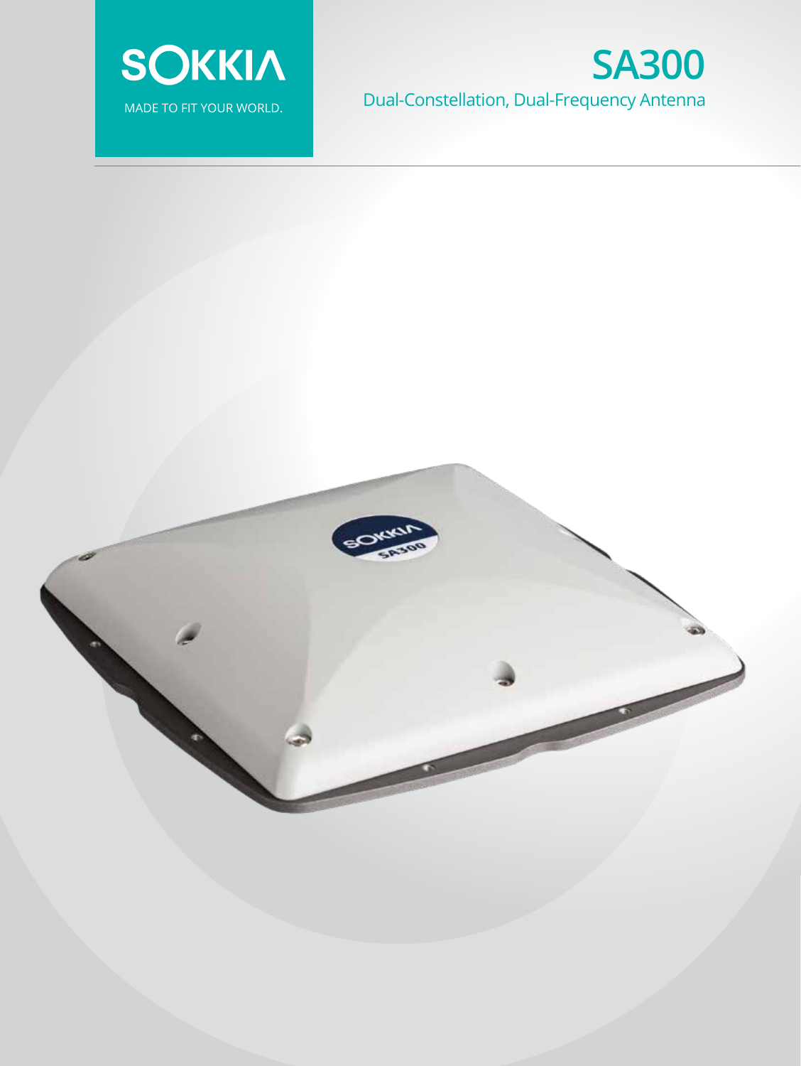SOKKIA

MADE TO FIT YOUR WORLD.

# SA300

## Dual-Constellation, Dual-Frequency Antenna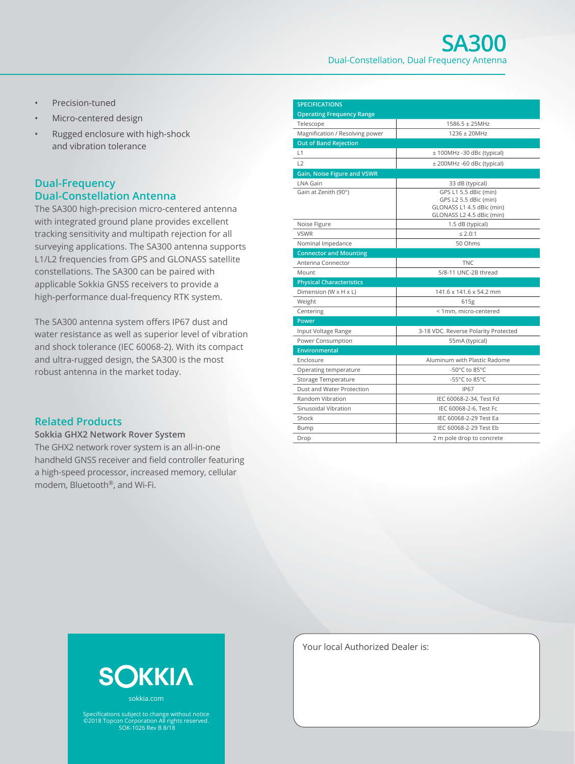# SA300

Dual-Constellation, Dual Frequency Antenna

- Precision-tuned
- Micro-centered design
- Rugged enclosure with high-shock and vibration tolerance

## Dual-Frequency Dual-Constellation Antenna

The SA300 high-precision micro-centered antenna with integrated ground plane provides excellent tracking sensitivity and multipath rejection for all surveying applications. The SA300 antenna supports L1/L2 frequencies from GPS and GLONASS satellite constellations. The SA300 can be paired with applicable Sokkia GNSS receivers to provide a high-performance dual-frequency RTK system.

The SA300 antenna system offers IP67 dust and water resistance as well as superior level of vibration and shock tolerance (IEC 60068-2). With its compact and ultra-rugged design, the SA300 is the most robust antenna in the market today.

## Related Products

**Sokkia GHX2 Network Rover System**

The GHX2 network rover system is an all-in-one handheld GNSS receiver and field controller featuring a high-speed processor, increased memory, cellular modem, Bluetooth®, and Wi-Fi.

| SPECIFICATIONS | |
|---|---|
| **Operating Frequency Range** | |
| Telescope | 1586.5 ± 25MHz |
| Magnification / Resolving power | 1236 ± 20MHz |
| **Out of Band Rejection** | |
| L1 | ± 100MHz -30 dBc (typical) |
| L2 | ± 200MHz -60 dBc (typical) |
| **Gain, Noise Figure and VSWR** | |
| LNA Gain | 33 dB (typical) |
| Gain at Zenith (90°) | GPS L1 5.5 dBic (min)<br>GPS L2 5.5 dBic (min)<br>GLONASS L1 4.5 dBic (min)<br>GLONASS L2 4.5 dBic (min) |
| Noise Figure | 1.5 dB (typical) |
| VSWR | ≤ 2.0:1 |
| Nominal Impedance | 50 Ohms |
| **Connector and Mounting** | |
| Antenna Connector | TNC |
| Mount | 5/8-11 UNC-2B thread |
| **Physical Characteristics** | |
| Dimension (W x H x L) | 141.6 x 141.6 x 54.2 mm |
| Weight | 615g |
| Centering | < 1mm, micro-centered |
| **Power** | |
| Input Voltage Range | 3-18 VDC. Reverse Polarity Protected |
| Power Consumption | 55mA (typical) |
| **Environmental** | |
| Enclosure | Aluminum with Plastic Radome |
| Operating temperature | -50°C to 85°C |
| Storage Temperature | -55°C to 85°C |
| Dust and Water Protection | IP67 |
| Random Vibration | IEC 60068-2-34, Test Fd |
| Sinusoidal Vibration | IEC 60068-2-6, Test Fc |
| Shock | IEC 60068-2-29 Test Ea |
| Bump | IEC 60068-2-29 Test Eb |
| Drop | 2 m pole drop to concrete |

SOKKIA

sokkia.com

Specifications subject to change without notice
©2018 Topcon Corporation All rights reserved.
SOK-1026 Rev B 8/18

Your local Authorized Dealer is: